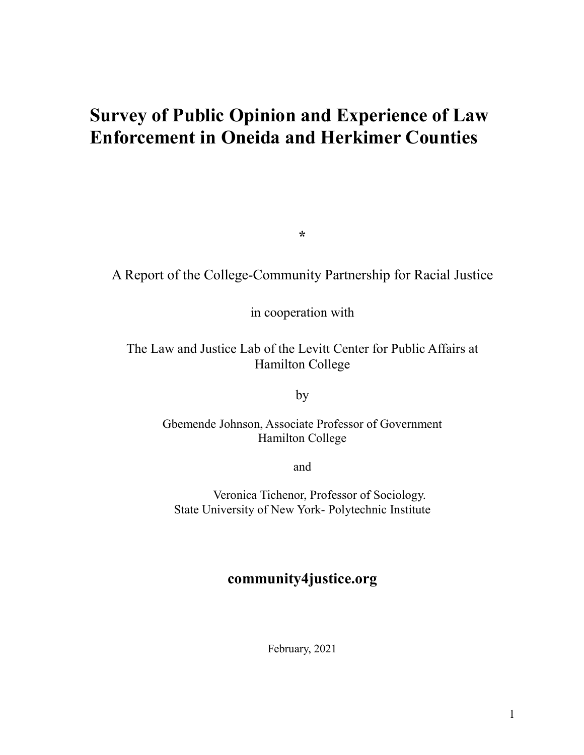# Survey of Public Opinion and Experience of Law Enforcement in Oneida and Herkimer Counties

*

A Report of the College-Community Partnership for Racial Justice

in cooperation with

The Law and Justice Lab of the Levitt Center for Public Affairs at Hamilton College

by

Gbemende Johnson, Associate Professor of Government
Hamilton College

and

Veronica Tichenor, Professor of Sociology.
State University of New York- Polytechnic Institute

**community4justice.org**

February, 2021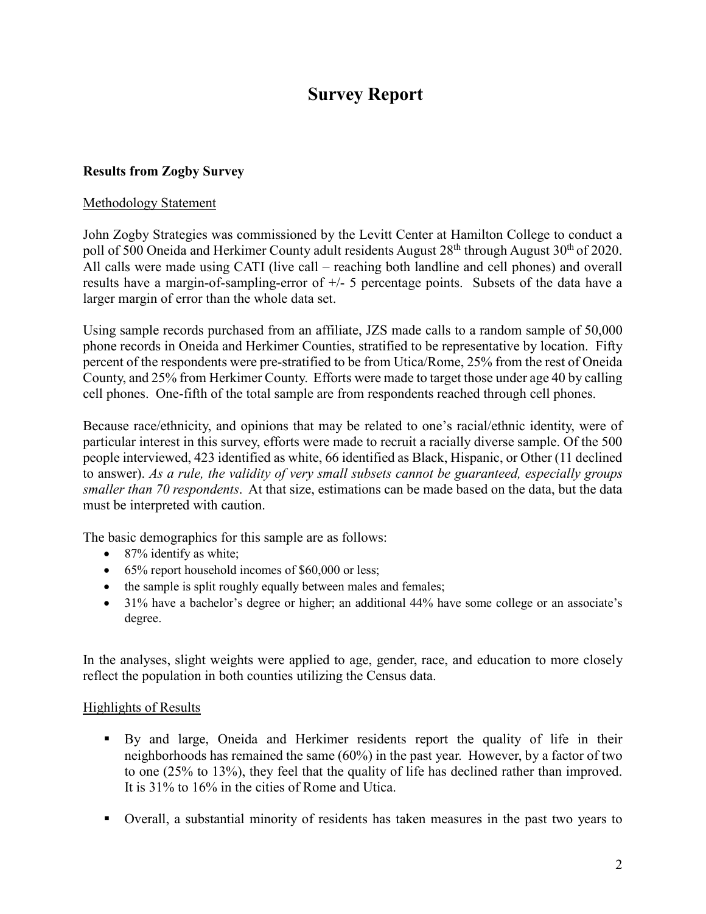# Survey Report

### Results from Zogby Survey

Methodology Statement

John Zogby Strategies was commissioned by the Levitt Center at Hamilton College to conduct a poll of 500 Oneida and Herkimer County adult residents August 28th through August 30th of 2020. All calls were made using CATI (live call – reaching both landline and cell phones) and overall results have a margin-of-sampling-error of +/- 5 percentage points. Subsets of the data have a larger margin of error than the whole data set.

Using sample records purchased from an affiliate, JZS made calls to a random sample of 50,000 phone records in Oneida and Herkimer Counties, stratified to be representative by location. Fifty percent of the respondents were pre-stratified to be from Utica/Rome, 25% from the rest of Oneida County, and 25% from Herkimer County. Efforts were made to target those under age 40 by calling cell phones. One-fifth of the total sample are from respondents reached through cell phones.

Because race/ethnicity, and opinions that may be related to one's racial/ethnic identity, were of particular interest in this survey, efforts were made to recruit a racially diverse sample. Of the 500 people interviewed, 423 identified as white, 66 identified as Black, Hispanic, or Other (11 declined to answer). *As a rule, the validity of very small subsets cannot be guaranteed, especially groups smaller than 70 respondents*. At that size, estimations can be made based on the data, but the data must be interpreted with caution.

The basic demographics for this sample are as follows:

- 87% identify as white;
- 65% report household incomes of $60,000 or less;
- the sample is split roughly equally between males and females;
- 31% have a bachelor's degree or higher; an additional 44% have some college or an associate's degree.

In the analyses, slight weights were applied to age, gender, race, and education to more closely reflect the population in both counties utilizing the Census data.

Highlights of Results

- By and large, Oneida and Herkimer residents report the quality of life in their neighborhoods has remained the same (60%) in the past year. However, by a factor of two to one (25% to 13%), they feel that the quality of life has declined rather than improved. It is 31% to 16% in the cities of Rome and Utica.
- Overall, a substantial minority of residents has taken measures in the past two years to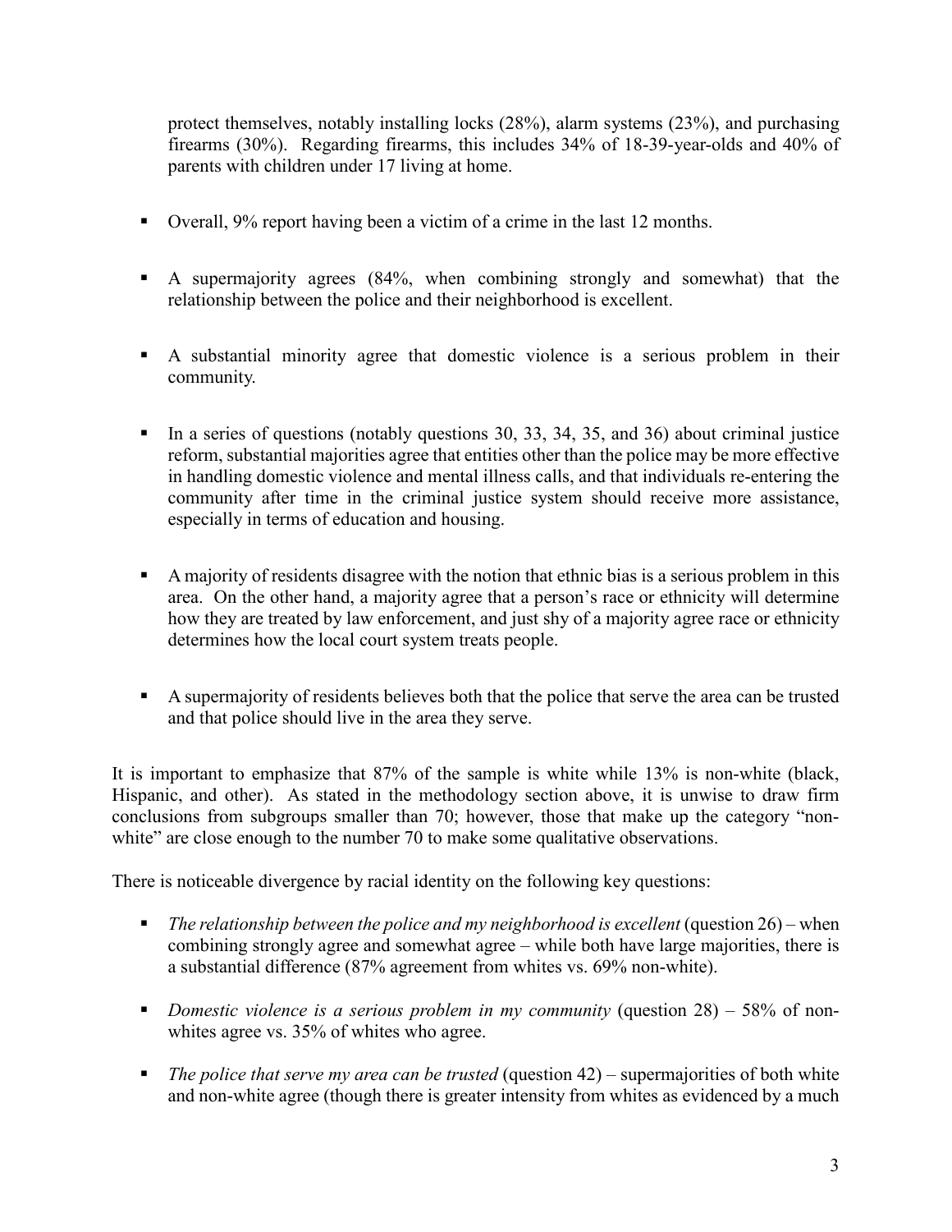protect themselves, notably installing locks (28%), alarm systems (23%), and purchasing firearms (30%). Regarding firearms, this includes 34% of 18-39-year-olds and 40% of parents with children under 17 living at home.

- Overall, 9% report having been a victim of a crime in the last 12 months.
- A supermajority agrees (84%, when combining strongly and somewhat) that the relationship between the police and their neighborhood is excellent.
- A substantial minority agree that domestic violence is a serious problem in their community.
- In a series of questions (notably questions 30, 33, 34, 35, and 36) about criminal justice reform, substantial majorities agree that entities other than the police may be more effective in handling domestic violence and mental illness calls, and that individuals re-entering the community after time in the criminal justice system should receive more assistance, especially in terms of education and housing.
- A majority of residents disagree with the notion that ethnic bias is a serious problem in this area. On the other hand, a majority agree that a person's race or ethnicity will determine how they are treated by law enforcement, and just shy of a majority agree race or ethnicity determines how the local court system treats people.
- A supermajority of residents believes both that the police that serve the area can be trusted and that police should live in the area they serve.

It is important to emphasize that 87% of the sample is white while 13% is non-white (black, Hispanic, and other). As stated in the methodology section above, it is unwise to draw firm conclusions from subgroups smaller than 70; however, those that make up the category "non-white" are close enough to the number 70 to make some qualitative observations.

There is noticeable divergence by racial identity on the following key questions:

- *The relationship between the police and my neighborhood is excellent* (question 26) – when combining strongly agree and somewhat agree – while both have large majorities, there is a substantial difference (87% agreement from whites vs. 69% non-white).
- *Domestic violence is a serious problem in my community* (question 28) – 58% of non-whites agree vs. 35% of whites who agree.
- *The police that serve my area can be trusted* (question 42) – supermajorities of both white and non-white agree (though there is greater intensity from whites as evidenced by a much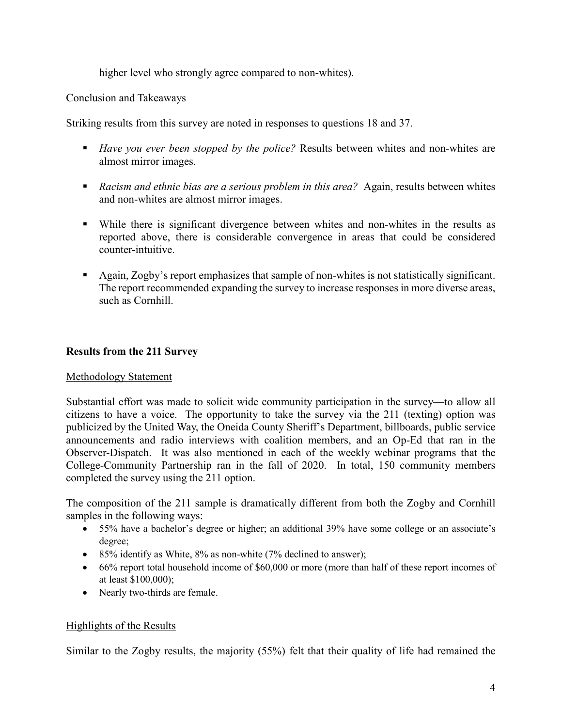higher level who strongly agree compared to non-whites).

Conclusion and Takeaways

Striking results from this survey are noted in responses to questions 18 and 37.

- *Have you ever been stopped by the police?* Results between whites and non-whites are almost mirror images.
- *Racism and ethnic bias are a serious problem in this area?* Again, results between whites and non-whites are almost mirror images.
- While there is significant divergence between whites and non-whites in the results as reported above, there is considerable convergence in areas that could be considered counter-intuitive.
- Again, Zogby's report emphasizes that sample of non-whites is not statistically significant. The report recommended expanding the survey to increase responses in more diverse areas, such as Cornhill.

**Results from the 211 Survey**

Methodology Statement

Substantial effort was made to solicit wide community participation in the survey—to allow all citizens to have a voice. The opportunity to take the survey via the 211 (texting) option was publicized by the United Way, the Oneida County Sheriff's Department, billboards, public service announcements and radio interviews with coalition members, and an Op-Ed that ran in the Observer-Dispatch. It was also mentioned in each of the weekly webinar programs that the College-Community Partnership ran in the fall of 2020. In total, 150 community members completed the survey using the 211 option.

The composition of the 211 sample is dramatically different from both the Zogby and Cornhill samples in the following ways:

- 55% have a bachelor's degree or higher; an additional 39% have some college or an associate's degree;
- 85% identify as White, 8% as non-white (7% declined to answer);
- 66% report total household income of $60,000 or more (more than half of these report incomes of at least $100,000);
- Nearly two-thirds are female.

Highlights of the Results

Similar to the Zogby results, the majority (55%) felt that their quality of life had remained the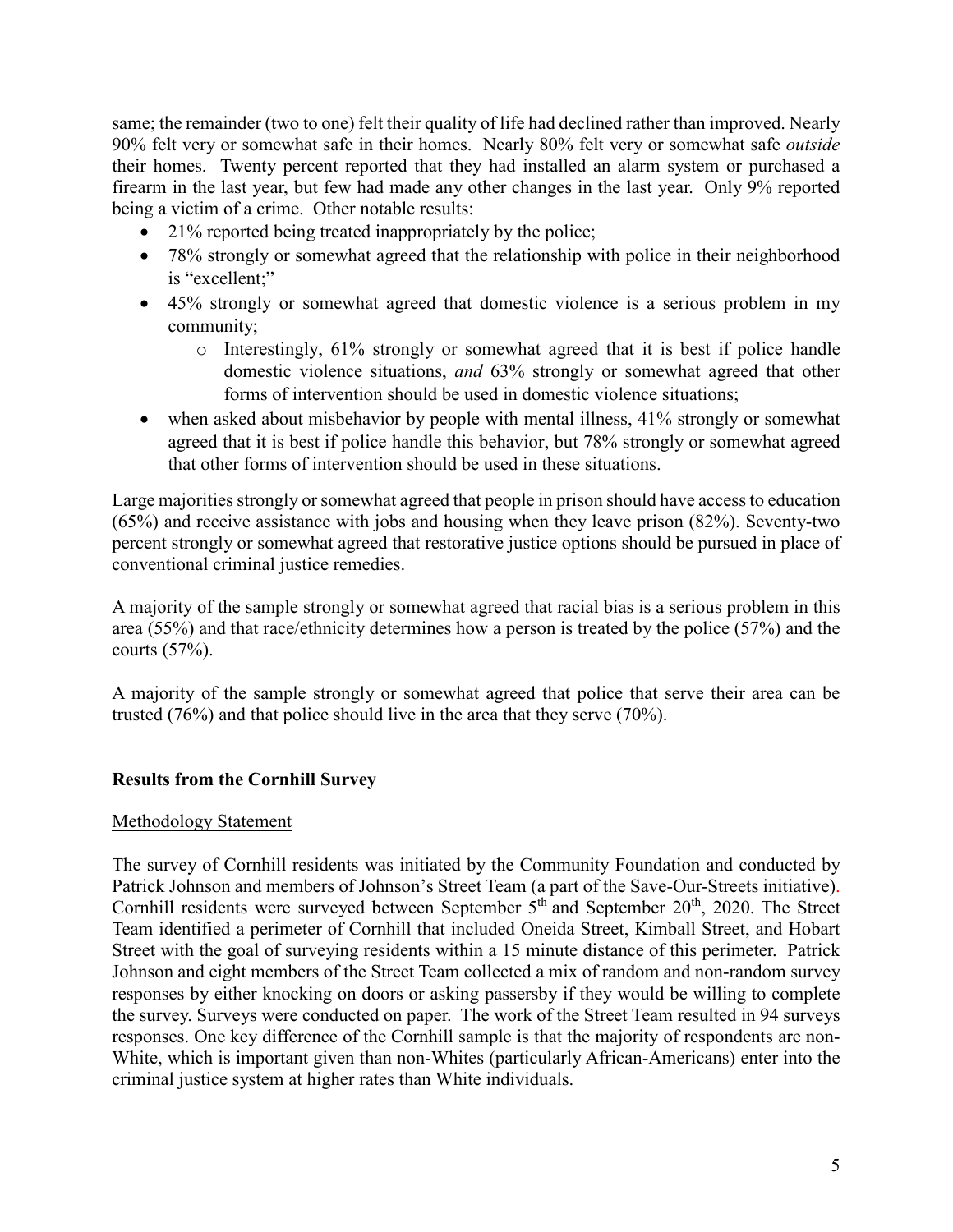same; the remainder (two to one) felt their quality of life had declined rather than improved. Nearly 90% felt very or somewhat safe in their homes. Nearly 80% felt very or somewhat safe *outside* their homes. Twenty percent reported that they had installed an alarm system or purchased a firearm in the last year, but few had made any other changes in the last year. Only 9% reported being a victim of a crime. Other notable results:

- 21% reported being treated inappropriately by the police;
- 78% strongly or somewhat agreed that the relationship with police in their neighborhood is "excellent;"
- 45% strongly or somewhat agreed that domestic violence is a serious problem in my community;
  - Interestingly, 61% strongly or somewhat agreed that it is best if police handle domestic violence situations, *and* 63% strongly or somewhat agreed that other forms of intervention should be used in domestic violence situations;
- when asked about misbehavior by people with mental illness, 41% strongly or somewhat agreed that it is best if police handle this behavior, but 78% strongly or somewhat agreed that other forms of intervention should be used in these situations.

Large majorities strongly or somewhat agreed that people in prison should have access to education (65%) and receive assistance with jobs and housing when they leave prison (82%). Seventy-two percent strongly or somewhat agreed that restorative justice options should be pursued in place of conventional criminal justice remedies.

A majority of the sample strongly or somewhat agreed that racial bias is a serious problem in this area (55%) and that race/ethnicity determines how a person is treated by the police (57%) and the courts (57%).

A majority of the sample strongly or somewhat agreed that police that serve their area can be trusted (76%) and that police should live in the area that they serve (70%).

## Results from the Cornhill Survey

### Methodology Statement

The survey of Cornhill residents was initiated by the Community Foundation and conducted by Patrick Johnson and members of Johnson's Street Team (a part of the Save-Our-Streets initiative). Cornhill residents were surveyed between September 5th and September 20th, 2020. The Street Team identified a perimeter of Cornhill that included Oneida Street, Kimball Street, and Hobart Street with the goal of surveying residents within a 15 minute distance of this perimeter. Patrick Johnson and eight members of the Street Team collected a mix of random and non-random survey responses by either knocking on doors or asking passersby if they would be willing to complete the survey. Surveys were conducted on paper. The work of the Street Team resulted in 94 surveys responses. One key difference of the Cornhill sample is that the majority of respondents are non-White, which is important given than non-Whites (particularly African-Americans) enter into the criminal justice system at higher rates than White individuals.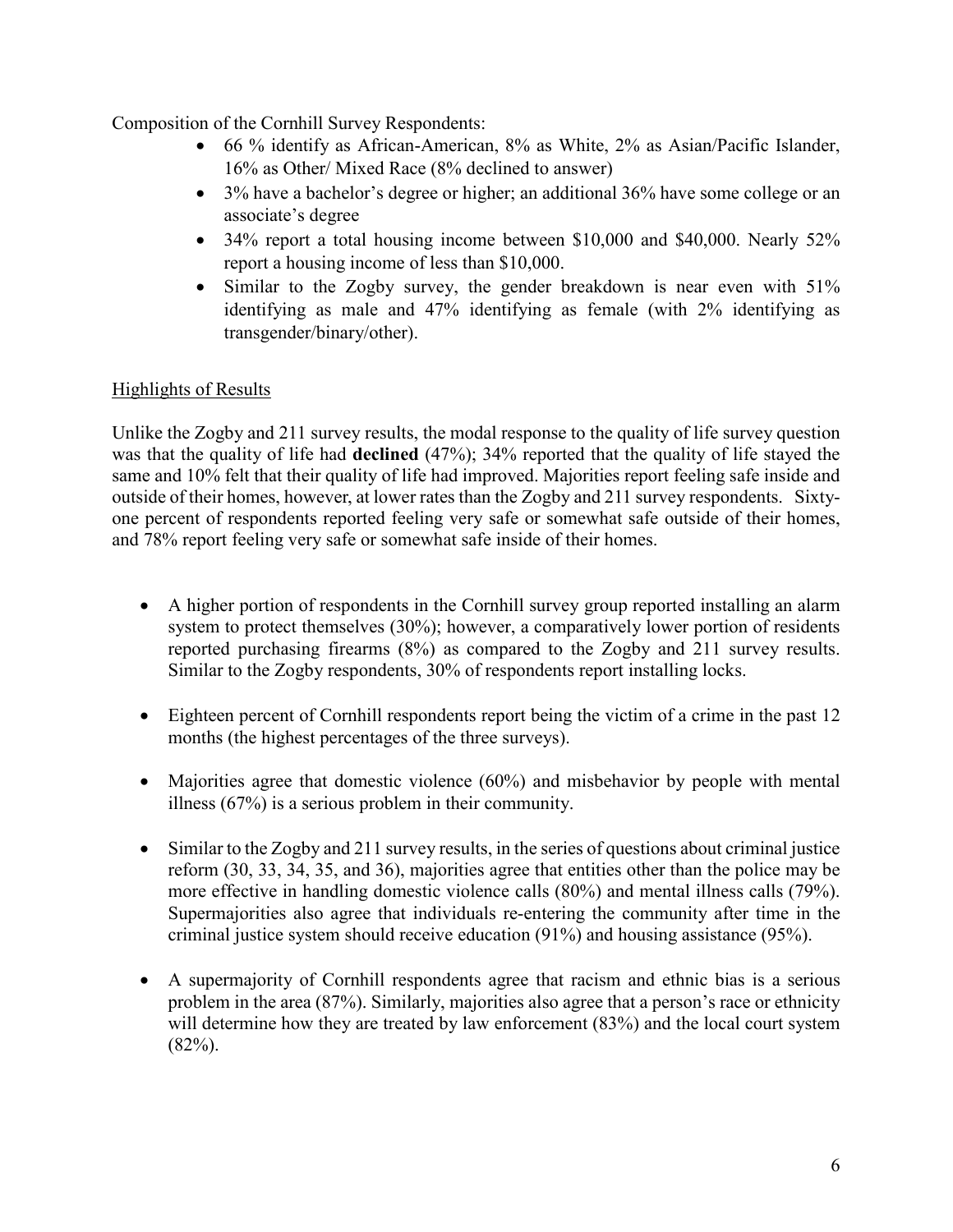Composition of the Cornhill Survey Respondents:

- 66 % identify as African-American, 8% as White, 2% as Asian/Pacific Islander, 16% as Other/ Mixed Race (8% declined to answer)
- 3% have a bachelor's degree or higher; an additional 36% have some college or an associate's degree
- 34% report a total housing income between $10,000 and $40,000. Nearly 52% report a housing income of less than $10,000.
- Similar to the Zogby survey, the gender breakdown is near even with 51% identifying as male and 47% identifying as female (with 2% identifying as transgender/binary/other).

<u>Highlights of Results</u>

Unlike the Zogby and 211 survey results, the modal response to the quality of life survey question was that the quality of life had **declined** (47%); 34% reported that the quality of life stayed the same and 10% felt that their quality of life had improved. Majorities report feeling safe inside and outside of their homes, however, at lower rates than the Zogby and 211 survey respondents. Sixty-one percent of respondents reported feeling very safe or somewhat safe outside of their homes, and 78% report feeling very safe or somewhat safe inside of their homes.

- A higher portion of respondents in the Cornhill survey group reported installing an alarm system to protect themselves (30%); however, a comparatively lower portion of residents reported purchasing firearms (8%) as compared to the Zogby and 211 survey results. Similar to the Zogby respondents, 30% of respondents report installing locks.
- Eighteen percent of Cornhill respondents report being the victim of a crime in the past 12 months (the highest percentages of the three surveys).
- Majorities agree that domestic violence (60%) and misbehavior by people with mental illness (67%) is a serious problem in their community.
- Similar to the Zogby and 211 survey results, in the series of questions about criminal justice reform (30, 33, 34, 35, and 36), majorities agree that entities other than the police may be more effective in handling domestic violence calls (80%) and mental illness calls (79%). Supermajorities also agree that individuals re-entering the community after time in the criminal justice system should receive education (91%) and housing assistance (95%).
- A supermajority of Cornhill respondents agree that racism and ethnic bias is a serious problem in the area (87%). Similarly, majorities also agree that a person's race or ethnicity will determine how they are treated by law enforcement (83%) and the local court system (82%).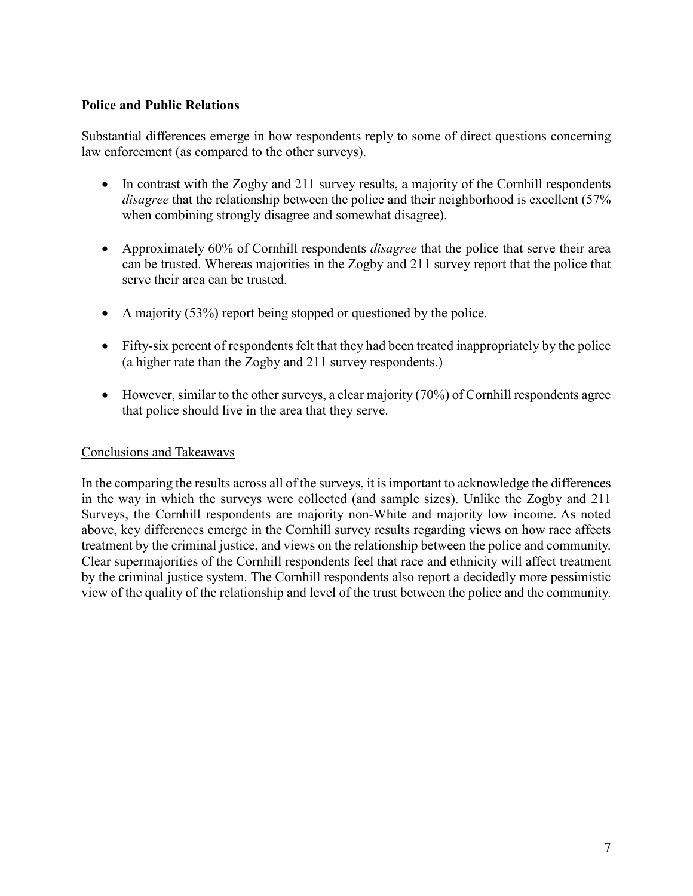**Police and Public Relations**

Substantial differences emerge in how respondents reply to some of direct questions concerning law enforcement (as compared to the other surveys).

- In contrast with the Zogby and 211 survey results, a majority of the Cornhill respondents *disagree* that the relationship between the police and their neighborhood is excellent (57% when combining strongly disagree and somewhat disagree).
- Approximately 60% of Cornhill respondents *disagree* that the police that serve their area can be trusted. Whereas majorities in the Zogby and 211 survey report that the police that serve their area can be trusted.
- A majority (53%) report being stopped or questioned by the police.
- Fifty-six percent of respondents felt that they had been treated inappropriately by the police (a higher rate than the Zogby and 211 survey respondents.)
- However, similar to the other surveys, a clear majority (70%) of Cornhill respondents agree that police should live in the area that they serve.

<u>Conclusions and Takeaways</u>

In the comparing the results across all of the surveys, it is important to acknowledge the differences in the way in which the surveys were collected (and sample sizes). Unlike the Zogby and 211 Surveys, the Cornhill respondents are majority non-White and majority low income. As noted above, key differences emerge in the Cornhill survey results regarding views on how race affects treatment by the criminal justice, and views on the relationship between the police and community. Clear supermajorities of the Cornhill respondents feel that race and ethnicity will affect treatment by the criminal justice system. The Cornhill respondents also report a decidedly more pessimistic view of the quality of the relationship and level of the trust between the police and the community.